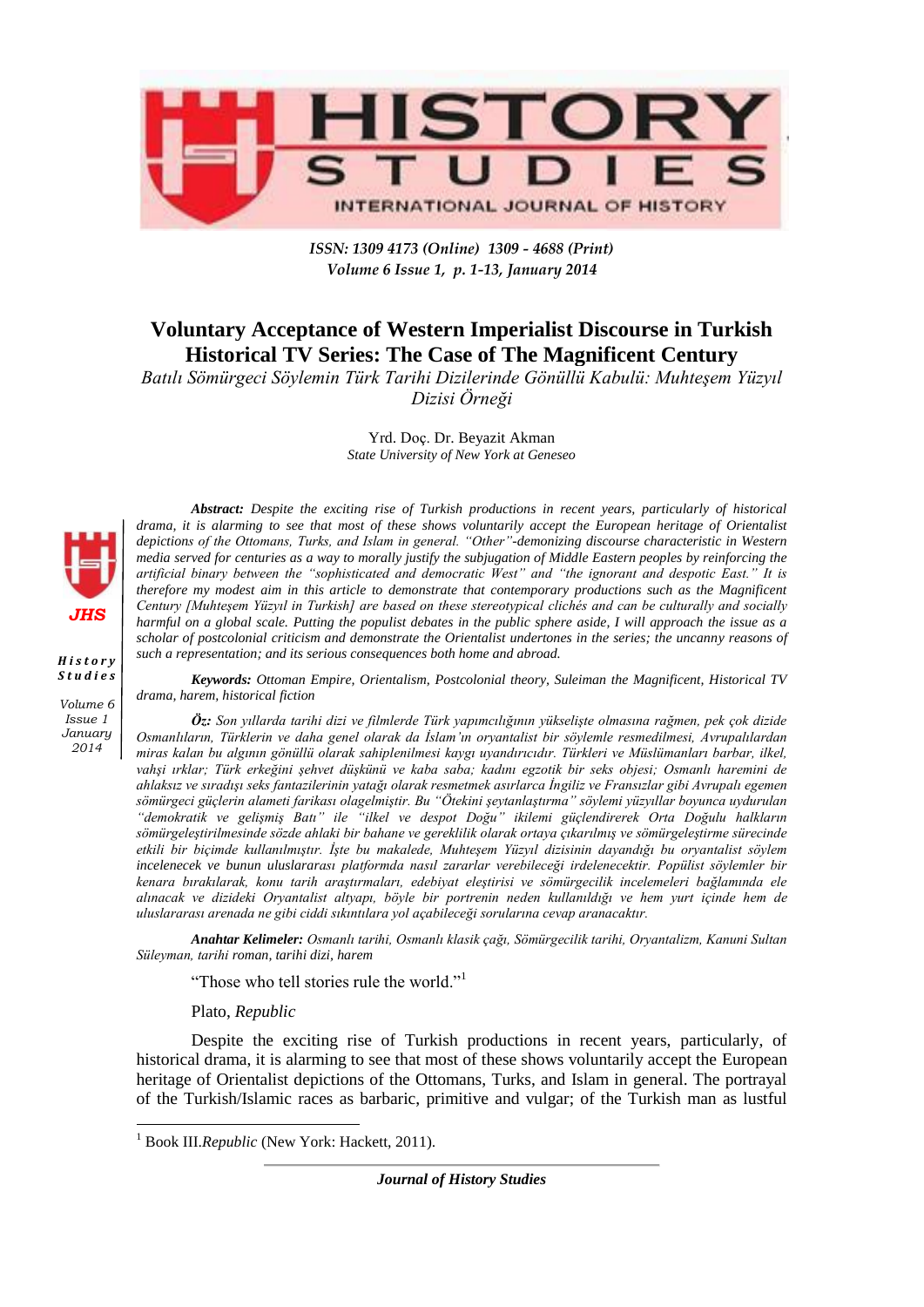# Voluntary Acceptance of Western Imperialist Discourse in Turkish Historical TV Series: The Case of The Magnificent Century

*Batılı Sömürgeci Söylemin Türk Tarihi Dizilerinde Gönüllü Kabulü: Muhteşem Yüzyıl Dizisi Örneği*

Yrd. Doç. Dr. Beyazit Akman
*State University of New York at Geneseo*

***Abstract:*** *Despite the exciting rise of Turkish productions in recent years, particularly of historical drama, it is alarming to see that most of these shows voluntarily accept the European heritage of Orientalist depictions of the Ottomans, Turks, and Islam in general. "Other"-demonizing discourse characteristic in Western media served for centuries as a way to morally justify the subjugation of Middle Eastern peoples by reinforcing the artificial binary between the "sophisticated and democratic West" and "the ignorant and despotic East." It is therefore my modest aim in this article to demonstrate that contemporary productions such as the Magnificent Century [Muhteşem Yüzyıl in Turkish] are based on these stereotypical clichés and can be culturally and socially harmful on a global scale. Putting the populist debates in the public sphere aside, I will approach the issue as a scholar of postcolonial criticism and demonstrate the Orientalist undertones in the series; the uncanny reasons of such a representation; and its serious consequences both home and abroad.*

***Keywords:*** *Ottoman Empire, Orientalism, Postcolonial theory, Suleiman the Magnificent, Historical TV drama, harem, historical fiction*

***Öz:*** *Son yıllarda tarihi dizi ve filmlerde Türk yapımcılığının yükselişte olmasına rağmen, pek çok dizide Osmanlıların, Türklerin ve daha genel olarak da İslam'ın oryantalist bir söylemle resmedilmesi, Avrupalılardan miras kalan bu algının gönüllü olarak sahiplenilmesi kaygı uyandırıcıdır. Türkleri ve Müslümanları barbar, ilkel, vahşi ırklar; Türk erkeğini şehvet düşkünü ve kaba saba; kadını egzotik bir seks objesi; Osmanlı haremini de ahlaksız ve sıradışı seks fantazilerinin yatağı olarak resmetmek asırlarca İngiliz ve Fransızlar gibi Avrupalı egemen sömürgeci güçlerin alameti farikası olagelmiştir. Bu "Ötekini şeytanlaştırma" söylemi yüzyıllar boyunca uydurulan "demokratik ve gelişmiş Batı" ile "ilkel ve despot Doğu" ikilemi güçlendirerek Orta Doğulu halkların sömürgeleştirilmesinde sözde ahlaki bir bahane ve gereklilik olarak ortaya çıkarılmış ve sömürgeleştirme sürecinde etkili bir biçimde kullanılmıştır. İşte bu makalede, Muhteşem Yüzyıl dizisinin dayandığı bu oryantalist söylem incelenecek ve bunun uluslararası platformda nasıl zararlar verebileceği irdelenecektir. Popülist söylemler bir kenara bırakılarak, konu tarih araştırmaları, edebiyat eleştirisi ve sömürgecilik incelemeleri bağlamında ele alınacak ve dizideki Oryantalist altyapı, böyle bir portrenin neden kullanıldığı ve hem yurt içinde hem de uluslararası arenada ne gibi ciddi sıkıntılara yol açabileceği sorularına cevap aranacaktır.*

***Anahtar Kelimeler:*** *Osmanlı tarihi, Osmanlı klasik çağı, Sömürgecilik tarihi, Oryantalizm, Kanuni Sultan Süleyman, tarihi roman, tarihi dizi, harem*

"Those who tell stories rule the world."[1]

Plato, *Republic*

Despite the exciting rise of Turkish productions in recent years, particularly, of historical drama, it is alarming to see that most of these shows voluntarily accept the European heritage of Orientalist depictions of the Ottomans, Turks, and Islam in general. The portrayal of the Turkish/Islamic races as barbaric, primitive and vulgar; of the Turkish man as lustful

[1] Book III.*Republic* (New York: Hackett, 2011).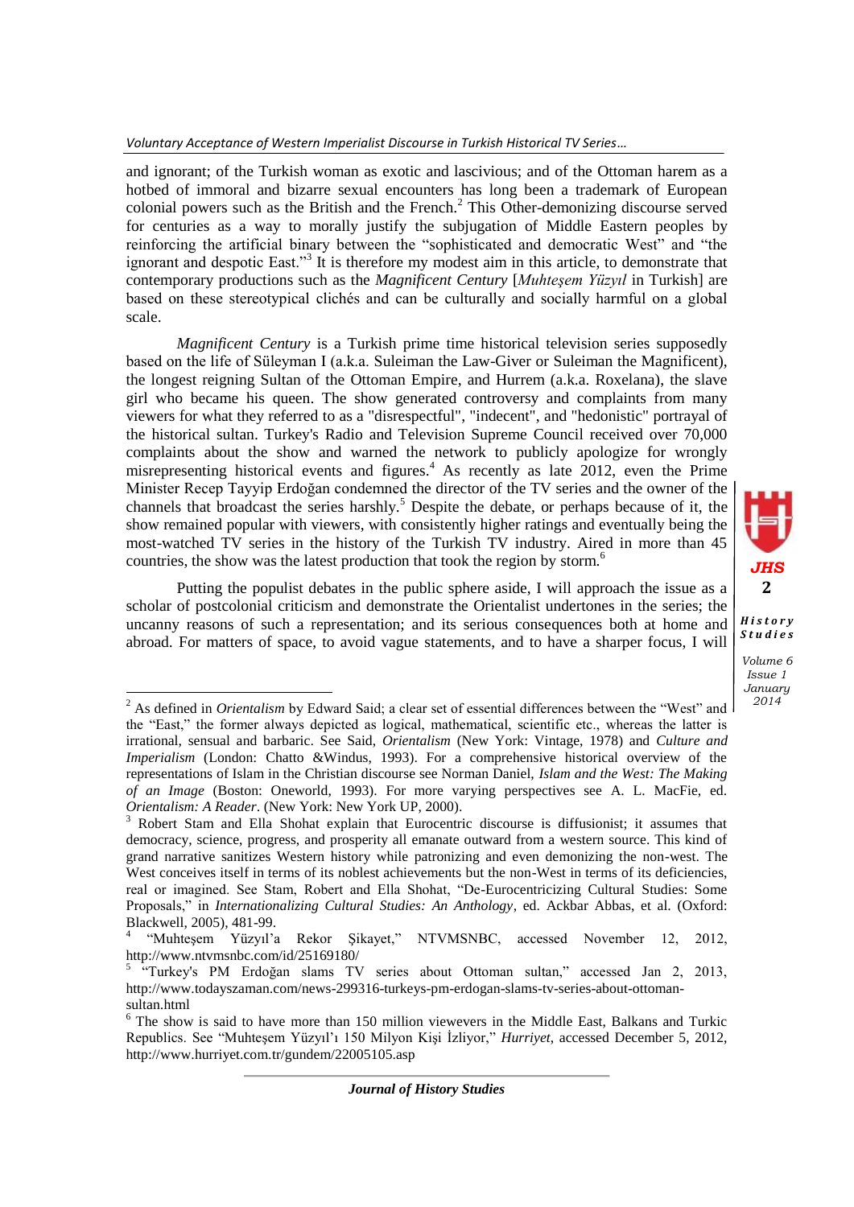and ignorant; of the Turkish woman as exotic and lascivious; and of the Ottoman harem as a hotbed of immoral and bizarre sexual encounters has long been a trademark of European colonial powers such as the British and the French.[2] This Other-demonizing discourse served for centuries as a way to morally justify the subjugation of Middle Eastern peoples by reinforcing the artificial binary between the "sophisticated and democratic West" and "the ignorant and despotic East."[3] It is therefore my modest aim in this article, to demonstrate that contemporary productions such as the *Magnificent Century* [*Muhteşem Yüzyıl* in Turkish] are based on these stereotypical clichés and can be culturally and socially harmful on a global scale.

*Magnificent Century* is a Turkish prime time historical television series supposedly based on the life of Süleyman I (a.k.a. Suleiman the Law-Giver or Suleiman the Magnificent), the longest reigning Sultan of the Ottoman Empire, and Hurrem (a.k.a. Roxelana), the slave girl who became his queen. The show generated controversy and complaints from many viewers for what they referred to as a "disrespectful", "indecent", and "hedonistic" portrayal of the historical sultan. Turkey's Radio and Television Supreme Council received over 70,000 complaints about the show and warned the network to publicly apologize for wrongly misrepresenting historical events and figures.[4] As recently as late 2012, even the Prime Minister Recep Tayyip Erdoğan condemned the director of the TV series and the owner of the channels that broadcast the series harshly.[5] Despite the debate, or perhaps because of it, the show remained popular with viewers, with consistently higher ratings and eventually being the most-watched TV series in the history of the Turkish TV industry. Aired in more than 45 countries, the show was the latest production that took the region by storm.[6]

Putting the populist debates in the public sphere aside, I will approach the issue as a scholar of postcolonial criticism and demonstrate the Orientalist undertones in the series; the uncanny reasons of such a representation; and its serious consequences both at home and abroad. For matters of space, to avoid vague statements, and to have a sharper focus, I will

---

[2] As defined in *Orientalism* by Edward Said; a clear set of essential differences between the "West" and the "East," the former always depicted as logical, mathematical, scientific etc., whereas the latter is irrational, sensual and barbaric. See Said, *Orientalism* (New York: Vintage, 1978) and *Culture and Imperialism* (London: Chatto &Windus, 1993). For a comprehensive historical overview of the representations of Islam in the Christian discourse see Norman Daniel, *Islam and the West: The Making of an Image* (Boston: Oneworld, 1993). For more varying perspectives see A. L. MacFie, ed. *Orientalism: A Reader*. (New York: New York UP, 2000).

[3] Robert Stam and Ella Shohat explain that Eurocentric discourse is diffusionist; it assumes that democracy, science, progress, and prosperity all emanate outward from a western source. This kind of grand narrative sanitizes Western history while patronizing and even demonizing the non-west. The West conceives itself in terms of its noblest achievements but the non-West in terms of its deficiencies, real or imagined. See Stam, Robert and Ella Shohat, "De-Eurocentricizing Cultural Studies: Some Proposals," in *Internationalizing Cultural Studies: An Anthology*, ed. Ackbar Abbas, et al. (Oxford: Blackwell, 2005), 481-99.

[4] "Muhteşem Yüzyıl'a Rekor Şikayet," NTVMSNBC, accessed November 12, 2012, http://www.ntvmsnbc.com/id/25169180/

[5] "Turkey's PM Erdoğan slams TV series about Ottoman sultan," accessed Jan 2, 2013, http://www.todayszaman.com/news-299316-turkeys-pm-erdogan-slams-tv-series-about-ottoman-sultan.html

[6] The show is said to have more than 150 million viewevers in the Middle East, Balkans and Turkic Republics. See "Muhteşem Yüzyıl'ı 150 Milyon Kişi İzliyor," *Hurriyet*, accessed December 5, 2012, http://www.hurriyet.com.tr/gundem/22005105.asp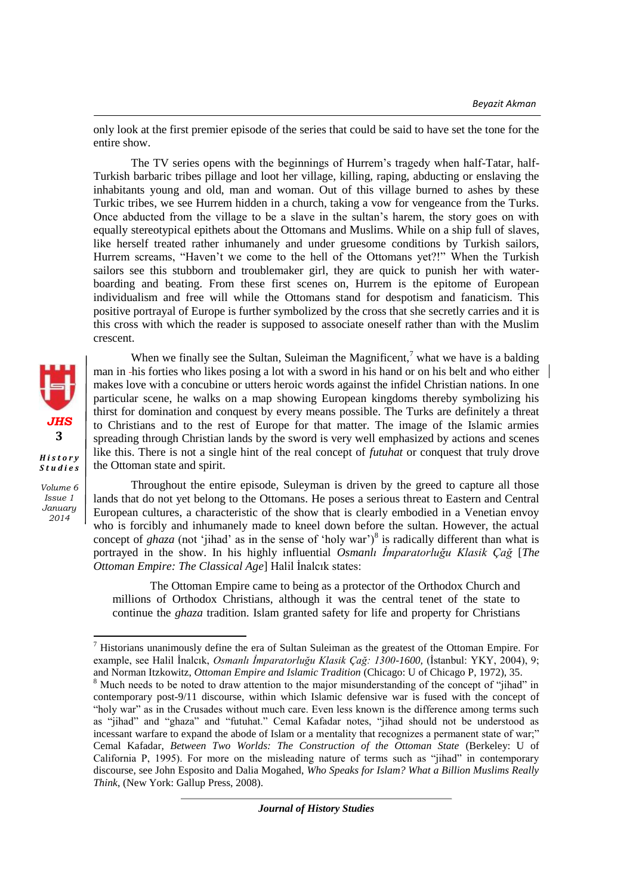only look at the first premier episode of the series that could be said to have set the tone for the entire show.

The TV series opens with the beginnings of Hurrem's tragedy when half-Tatar, half-Turkish barbaric tribes pillage and loot her village, killing, raping, abducting or enslaving the inhabitants young and old, man and woman. Out of this village burned to ashes by these Turkic tribes, we see Hurrem hidden in a church, taking a vow for vengeance from the Turks. Once abducted from the village to be a slave in the sultan's harem, the story goes on with equally stereotypical epithets about the Ottomans and Muslims. While on a ship full of slaves, like herself treated rather inhumanely and under gruesome conditions by Turkish sailors, Hurrem screams, "Haven't we come to the hell of the Ottomans yet?!" When the Turkish sailors see this stubborn and troublemaker girl, they are quick to punish her with water-boarding and beating. From these first scenes on, Hurrem is the epitome of European individualism and free will while the Ottomans stand for despotism and fanaticism. This positive portrayal of Europe is further symbolized by the cross that she secretly carries and it is this cross with which the reader is supposed to associate oneself rather than with the Muslim crescent.

When we finally see the Sultan, Suleiman the Magnificent,[7] what we have is a balding man in his forties who likes posing a lot with a sword in his hand or on his belt and who either makes love with a concubine or utters heroic words against the infidel Christian nations. In one particular scene, he walks on a map showing European kingdoms thereby symbolizing his thirst for domination and conquest by every means possible. The Turks are definitely a threat to Christians and to the rest of Europe for that matter. The image of the Islamic armies spreading through Christian lands by the sword is very well emphasized by actions and scenes like this. There is not a single hint of the real concept of *futuhat* or conquest that truly drove the Ottoman state and spirit.

Throughout the entire episode, Suleyman is driven by the greed to capture all those lands that do not yet belong to the Ottomans. He poses a serious threat to Eastern and Central European cultures, a characteristic of the show that is clearly embodied in a Venetian envoy who is forcibly and inhumanely made to kneel down before the sultan. However, the actual concept of *ghaza* (not 'jihad' as in the sense of 'holy war')[8] is radically different than what is portrayed in the show. In his highly influential *Osmanlı İmparatorluğu Klasik Çağ* [*The Ottoman Empire: The Classical Age*] Halil İnalcık states:

> The Ottoman Empire came to being as a protector of the Orthodox Church and millions of Orthodox Christians, although it was the central tenet of the state to continue the *ghaza* tradition. Islam granted safety for life and property for Christians

---

[7] Historians unanimously define the era of Sultan Suleiman as the greatest of the Ottoman Empire. For example, see Halil İnalcık, *Osmanlı İmparatorluğu Klasik Çağ: 1300-1600*, (İstanbul: YKY, 2004), 9; and Norman Itzkowitz, *Ottoman Empire and Islamic Tradition* (Chicago: U of Chicago P, 1972), 35.

[8] Much needs to be noted to draw attention to the major misunderstanding of the concept of "jihad" in contemporary post-9/11 discourse, within which Islamic defensive war is fused with the concept of "holy war" as in the Crusades without much care. Even less known is the difference among terms such as "jihad" and "ghaza" and "futuhat." Cemal Kafadar notes, "jihad should not be understood as incessant warfare to expand the abode of Islam or a mentality that recognizes a permanent state of war;" Cemal Kafadar, *Between Two Worlds: The Construction of the Ottoman State* (Berkeley: U of California P, 1995). For more on the misleading nature of terms such as "jihad" in contemporary discourse, see John Esposito and Dalia Mogahed, *Who Speaks for Islam? What a Billion Muslims Really Think*, (New York: Gallup Press, 2008).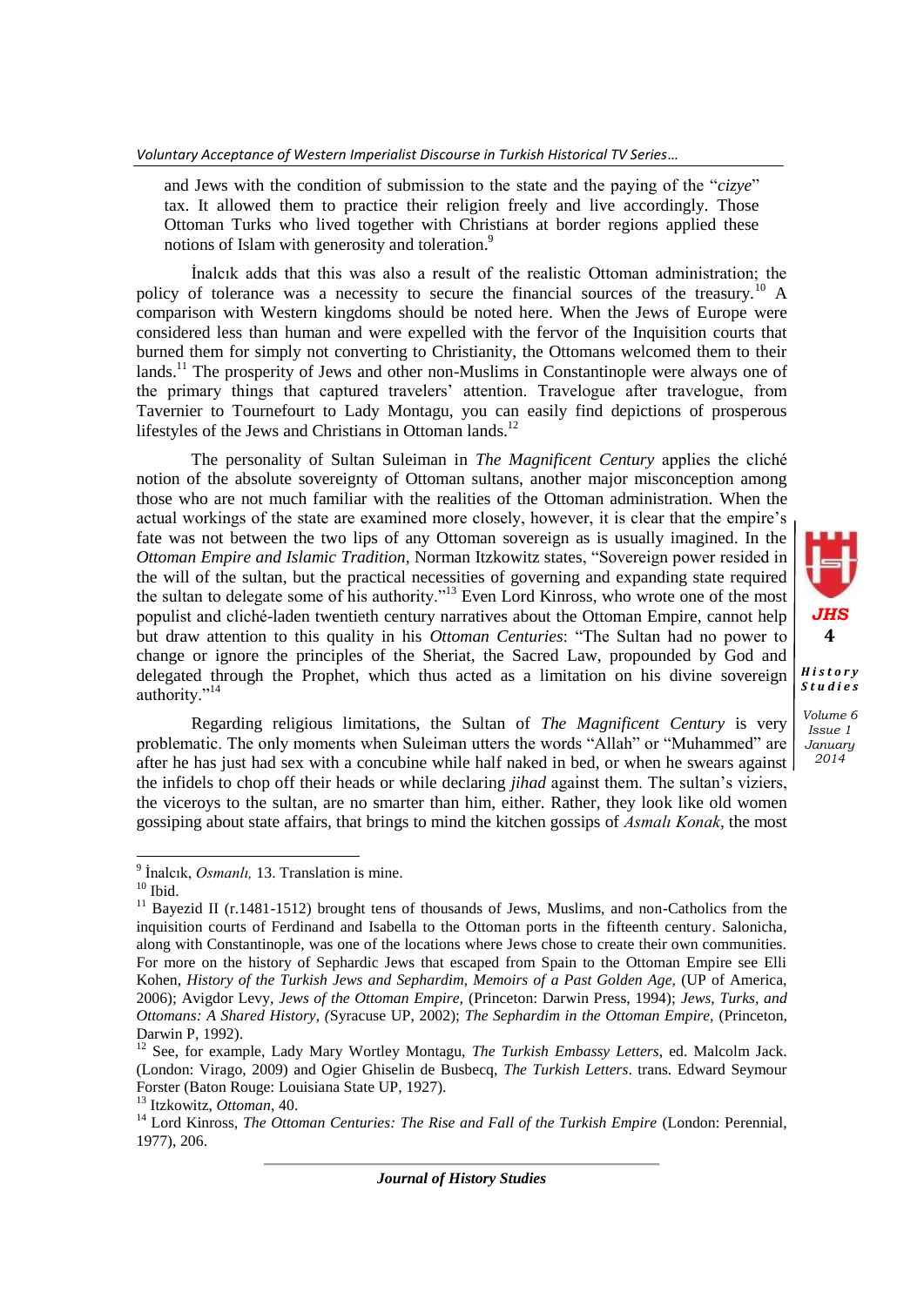and Jews with the condition of submission to the state and the paying of the "*cizye*" tax. It allowed them to practice their religion freely and live accordingly. Those Ottoman Turks who lived together with Christians at border regions applied these notions of Islam with generosity and toleration.[9]

İnalcık adds that this was also a result of the realistic Ottoman administration; the policy of tolerance was a necessity to secure the financial sources of the treasury.[10] A comparison with Western kingdoms should be noted here. When the Jews of Europe were considered less than human and were expelled with the fervor of the Inquisition courts that burned them for simply not converting to Christianity, the Ottomans welcomed them to their lands.[11] The prosperity of Jews and other non-Muslims in Constantinople were always one of the primary things that captured travelers' attention. Travelogue after travelogue, from Tavernier to Tournefourt to Lady Montagu, you can easily find depictions of prosperous lifestyles of the Jews and Christians in Ottoman lands.[12]

The personality of Sultan Suleiman in *The Magnificent Century* applies the cliché notion of the absolute sovereignty of Ottoman sultans, another major misconception among those who are not much familiar with the realities of the Ottoman administration. When the actual workings of the state are examined more closely, however, it is clear that the empire's fate was not between the two lips of any Ottoman sovereign as is usually imagined. In the *Ottoman Empire and Islamic Tradition*, Norman Itzkowitz states, "Sovereign power resided in the will of the sultan, but the practical necessities of governing and expanding state required the sultan to delegate some of his authority."[13] Even Lord Kinross, who wrote one of the most populist and cliché-laden twentieth century narratives about the Ottoman Empire, cannot help but draw attention to this quality in his *Ottoman Centuries*: "The Sultan had no power to change or ignore the principles of the Sheriat, the Sacred Law, propounded by God and delegated through the Prophet, which thus acted as a limitation on his divine sovereign authority."[14]

Regarding religious limitations, the Sultan of *The Magnificent Century* is very problematic. The only moments when Suleiman utters the words "Allah" or "Muhammed" are after he has just had sex with a concubine while half naked in bed, or when he swears against the infidels to chop off their heads or while declaring *jihad* against them. The sultan's viziers, the viceroys to the sultan, are no smarter than him, either. Rather, they look like old women gossiping about state affairs, that brings to mind the kitchen gossips of *Asmalı Konak*, the most

---

[9] İnalcık, *Osmanlı,* 13. Translation is mine.

[10] Ibid.

[11] Bayezid II (r.1481-1512) brought tens of thousands of Jews, Muslims, and non-Catholics from the inquisition courts of Ferdinand and Isabella to the Ottoman ports in the fifteenth century. Salonicha, along with Constantinople, was one of the locations where Jews chose to create their own communities. For more on the history of Sephardic Jews that escaped from Spain to the Ottoman Empire see Elli Kohen, *History of the Turkish Jews and Sephardim, Memoirs of a Past Golden Age,* (UP of America, 2006); Avigdor Levy*, Jews of the Ottoman Empire,* (Princeton: Darwin Press, 1994); *Jews, Turks, and Ottomans: A Shared History, (*Syracuse UP, 2002); *The Sephardim in the Ottoman Empire,* (Princeton, Darwin P, 1992).

[12] See, for example, Lady Mary Wortley Montagu, *The Turkish Embassy Letters*, ed. Malcolm Jack. (London: Virago, 2009) and Ogier Ghiselin de Busbecq, *The Turkish Letters*. trans. Edward Seymour Forster (Baton Rouge: Louisiana State UP, 1927).

[13] Itzkowitz, *Ottoman*, 40.

[14] Lord Kinross, *The Ottoman Centuries: The Rise and Fall of the Turkish Empire* (London: Perennial, 1977), 206.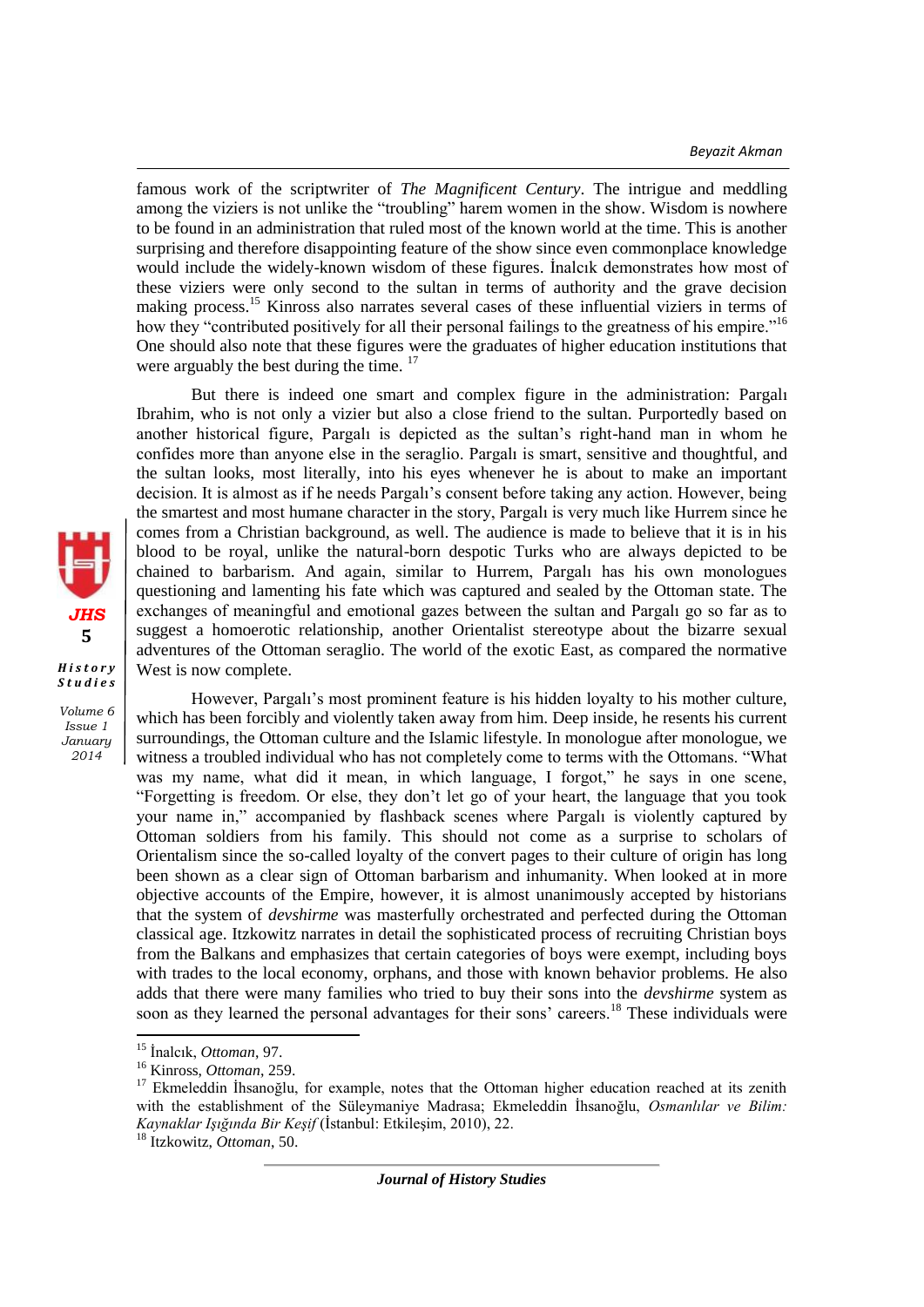famous work of the scriptwriter of *The Magnificent Century*. The intrigue and meddling among the viziers is not unlike the "troubling" harem women in the show. Wisdom is nowhere to be found in an administration that ruled most of the known world at the time. This is another surprising and therefore disappointing feature of the show since even commonplace knowledge would include the widely-known wisdom of these figures. İnalcık demonstrates how most of these viziers were only second to the sultan in terms of authority and the grave decision making process.[15] Kinross also narrates several cases of these influential viziers in terms of how they "contributed positively for all their personal failings to the greatness of his empire."[16] One should also note that these figures were the graduates of higher education institutions that were arguably the best during the time. [17]

But there is indeed one smart and complex figure in the administration: Pargalı Ibrahim, who is not only a vizier but also a close friend to the sultan. Purportedly based on another historical figure, Pargalı is depicted as the sultan's right-hand man in whom he confides more than anyone else in the seraglio. Pargalı is smart, sensitive and thoughtful, and the sultan looks, most literally, into his eyes whenever he is about to make an important decision. It is almost as if he needs Pargalı's consent before taking any action. However, being the smartest and most humane character in the story, Pargalı is very much like Hurrem since he comes from a Christian background, as well. The audience is made to believe that it is in his blood to be royal, unlike the natural-born despotic Turks who are always depicted to be chained to barbarism. And again, similar to Hurrem, Pargalı has his own monologues questioning and lamenting his fate which was captured and sealed by the Ottoman state. The exchanges of meaningful and emotional gazes between the sultan and Pargalı go so far as to suggest a homoerotic relationship, another Orientalist stereotype about the bizarre sexual adventures of the Ottoman seraglio. The world of the exotic East, as compared the normative West is now complete.

However, Pargalı's most prominent feature is his hidden loyalty to his mother culture, which has been forcibly and violently taken away from him. Deep inside, he resents his current surroundings, the Ottoman culture and the Islamic lifestyle. In monologue after monologue, we witness a troubled individual who has not completely come to terms with the Ottomans. "What was my name, what did it mean, in which language, I forgot," he says in one scene, "Forgetting is freedom. Or else, they don't let go of your heart, the language that you took your name in," accompanied by flashback scenes where Pargalı is violently captured by Ottoman soldiers from his family. This should not come as a surprise to scholars of Orientalism since the so-called loyalty of the convert pages to their culture of origin has long been shown as a clear sign of Ottoman barbarism and inhumanity. When looked at in more objective accounts of the Empire, however, it is almost unanimously accepted by historians that the system of *devshirme* was masterfully orchestrated and perfected during the Ottoman classical age. Itzkowitz narrates in detail the sophisticated process of recruiting Christian boys from the Balkans and emphasizes that certain categories of boys were exempt, including boys with trades to the local economy, orphans, and those with known behavior problems. He also adds that there were many families who tried to buy their sons into the *devshirme* system as soon as they learned the personal advantages for their sons' careers.[18] These individuals were

---

[15] İnalcık, *Ottoman*, 97.

[16] Kinross, *Ottoman*, 259.

[17] Ekmeleddin İhsanoğlu, for example, notes that the Ottoman higher education reached at its zenith with the establishment of the Süleymaniye Madrasa; Ekmeleddin İhsanoğlu, *Osmanlılar ve Bilim: Kaynaklar Işığında Bir Keşif* (İstanbul: Etkileşim, 2010), 22.

[18] Itzkowitz, *Ottoman*, 50.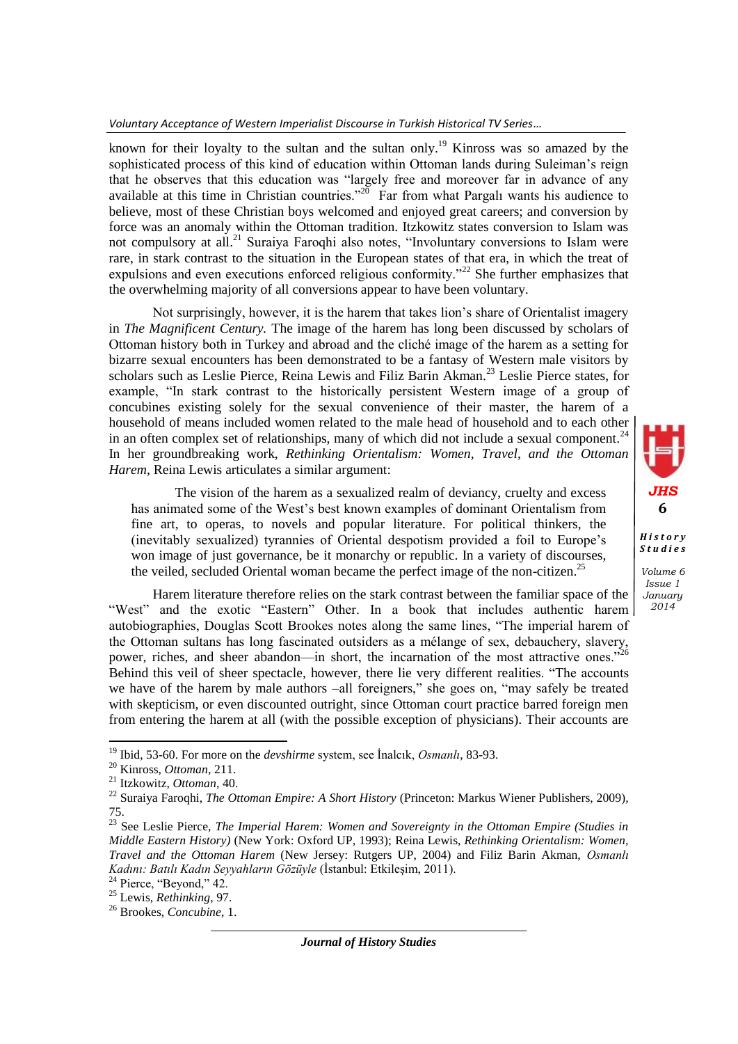known for their loyalty to the sultan and the sultan only.[19] Kinross was so amazed by the sophisticated process of this kind of education within Ottoman lands during Suleiman's reign that he observes that this education was "largely free and moreover far in advance of any available at this time in Christian countries."[20] Far from what Pargalı wants his audience to believe, most of these Christian boys welcomed and enjoyed great careers; and conversion by force was an anomaly within the Ottoman tradition. Itzkowitz states conversion to Islam was not compulsory at all.[21] Suraiya Faroqhi also notes, "Involuntary conversions to Islam were rare, in stark contrast to the situation in the European states of that era, in which the treat of expulsions and even executions enforced religious conformity."[22] She further emphasizes that the overwhelming majority of all conversions appear to have been voluntary.

Not surprisingly, however, it is the harem that takes lion's share of Orientalist imagery in *The Magnificent Century.* The image of the harem has long been discussed by scholars of Ottoman history both in Turkey and abroad and the cliché image of the harem as a setting for bizarre sexual encounters has been demonstrated to be a fantasy of Western male visitors by scholars such as Leslie Pierce, Reina Lewis and Filiz Barin Akman.[23] Leslie Pierce states, for example, "In stark contrast to the historically persistent Western image of a group of concubines existing solely for the sexual convenience of their master, the harem of a household of means included women related to the male head of household and to each other in an often complex set of relationships, many of which did not include a sexual component.[24] In her groundbreaking work, *Rethinking Orientalism: Women, Travel, and the Ottoman Harem,* Reina Lewis articulates a similar argument:

> The vision of the harem as a sexualized realm of deviancy, cruelty and excess has animated some of the West's best known examples of dominant Orientalism from fine art, to operas, to novels and popular literature. For political thinkers, the (inevitably sexualized) tyrannies of Oriental despotism provided a foil to Europe's won image of just governance, be it monarchy or republic. In a variety of discourses, the veiled, secluded Oriental woman became the perfect image of the non-citizen.[25]

Harem literature therefore relies on the stark contrast between the familiar space of the "West" and the exotic "Eastern" Other. In a book that includes authentic harem autobiographies, Douglas Scott Brookes notes along the same lines, "The imperial harem of the Ottoman sultans has long fascinated outsiders as a mélange of sex, debauchery, slavery, power, riches, and sheer abandon—in short, the incarnation of the most attractive ones."[26] Behind this veil of sheer spectacle, however, there lie very different realities. "The accounts we have of the harem by male authors –all foreigners," she goes on, "may safely be treated with skepticism, or even discounted outright, since Ottoman court practice barred foreign men from entering the harem at all (with the possible exception of physicians). Their accounts are

---

[19] Ibid, 53-60. For more on the *devshirme* system, see İnalcık, *Osmanlı*, 83-93.

[20] Kinross, *Ottoman*, 211.

[21] Itzkowitz, *Ottoman*, 40.

[22] Suraiya Faroqhi, *The Ottoman Empire: A Short History* (Princeton: Markus Wiener Publishers, 2009), 75.

[23] See Leslie Pierce, *The Imperial Harem: Women and Sovereignty in the Ottoman Empire (Studies in Middle Eastern History)* (New York: Oxford UP, 1993); Reina Lewis, *Rethinking Orientalism: Women, Travel and the Ottoman Harem* (New Jersey: Rutgers UP, 2004) and Filiz Barin Akman, *Osmanlı Kadını: Batılı Kadın Seyyahların Gözüyle* (İstanbul: Etkileşim, 2011).

[24] Pierce, "Beyond," 42.

[25] Lewis, *Rethinking*, 97.

[26] Brookes, *Concubine*, 1.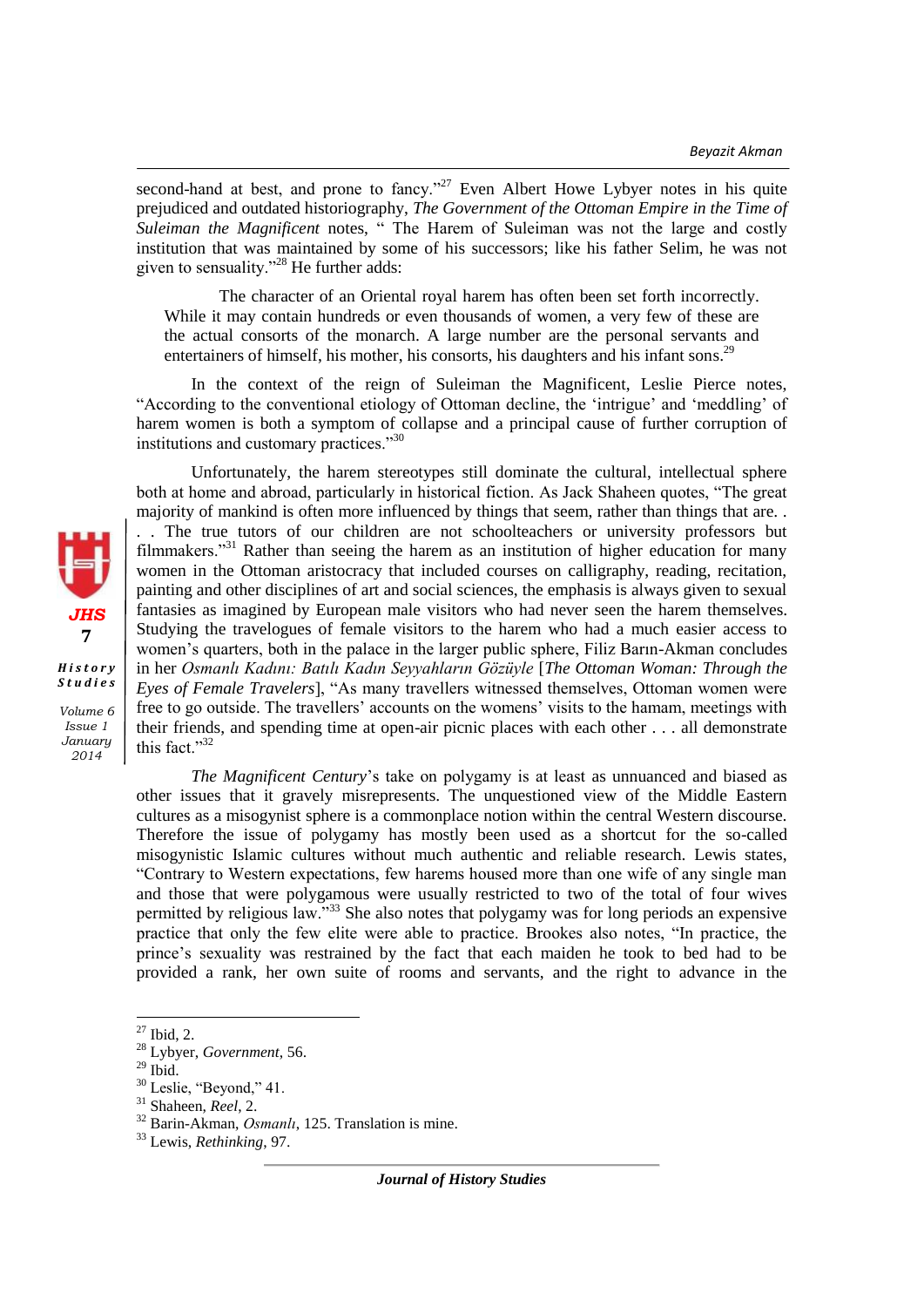second-hand at best, and prone to fancy."[27] Even Albert Howe Lybyer notes in his quite prejudiced and outdated historiography, *The Government of the Ottoman Empire in the Time of Suleiman the Magnificent* notes, " The Harem of Suleiman was not the large and costly institution that was maintained by some of his successors; like his father Selim, he was not given to sensuality."[28] He further adds:

> The character of an Oriental royal harem has often been set forth incorrectly. While it may contain hundreds or even thousands of women, a very few of these are the actual consorts of the monarch. A large number are the personal servants and entertainers of himself, his mother, his consorts, his daughters and his infant sons.[29]

In the context of the reign of Suleiman the Magnificent, Leslie Pierce notes, "According to the conventional etiology of Ottoman decline, the 'intrigue' and 'meddling' of harem women is both a symptom of collapse and a principal cause of further corruption of institutions and customary practices."[30]

Unfortunately, the harem stereotypes still dominate the cultural, intellectual sphere both at home and abroad, particularly in historical fiction. As Jack Shaheen quotes, "The great majority of mankind is often more influenced by things that seem, rather than things that are. . . . The true tutors of our children are not schoolteachers or university professors but filmmakers."[31] Rather than seeing the harem as an institution of higher education for many women in the Ottoman aristocracy that included courses on calligraphy, reading, recitation, painting and other disciplines of art and social sciences, the emphasis is always given to sexual fantasies as imagined by European male visitors who had never seen the harem themselves. Studying the travelogues of female visitors to the harem who had a much easier access to women's quarters, both in the palace in the larger public sphere, Filiz Barın-Akman concludes in her *Osmanlı Kadını: Batılı Kadın Seyyahların Gözüyle* [*The Ottoman Woman: Through the Eyes of Female Travelers*], "As many travellers witnessed themselves, Ottoman women were free to go outside. The travellers' accounts on the womens' visits to the hamam, meetings with their friends, and spending time at open-air picnic places with each other . . . all demonstrate this fact."[32]

*The Magnificent Century*'s take on polygamy is at least as unnuanced and biased as other issues that it gravely misrepresents. The unquestioned view of the Middle Eastern cultures as a misogynist sphere is a commonplace notion within the central Western discourse. Therefore the issue of polygamy has mostly been used as a shortcut for the so-called misogynistic Islamic cultures without much authentic and reliable research. Lewis states, "Contrary to Western expectations, few harems housed more than one wife of any single man and those that were polygamous were usually restricted to two of the total of four wives permitted by religious law."[33] She also notes that polygamy was for long periods an expensive practice that only the few elite were able to practice. Brookes also notes, "In practice, the prince's sexuality was restrained by the fact that each maiden he took to bed had to be provided a rank, her own suite of rooms and servants, and the right to advance in the

---

[27] Ibid, 2.

[28] Lybyer, *Government*, 56.

[29] Ibid.

[30] Leslie, "Beyond," 41.

[31] Shaheen, *Reel*, 2.

[32] Barin-Akman, *Osmanlı*, 125. Translation is mine.

[33] Lewis, *Rethinking*, 97.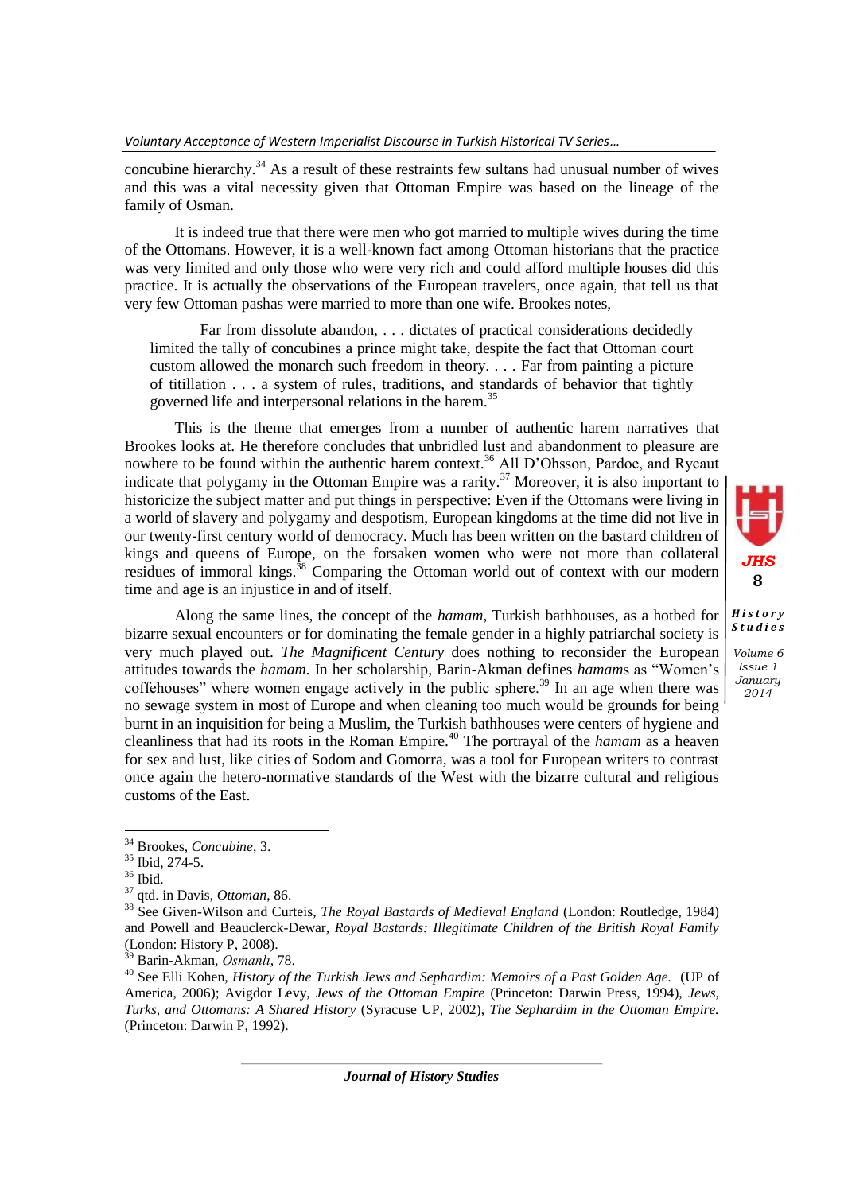concubine hierarchy.[34] As a result of these restraints few sultans had unusual number of wives and this was a vital necessity given that Ottoman Empire was based on the lineage of the family of Osman.

It is indeed true that there were men who got married to multiple wives during the time of the Ottomans. However, it is a well-known fact among Ottoman historians that the practice was very limited and only those who were very rich and could afford multiple houses did this practice. It is actually the observations of the European travelers, once again, that tell us that very few Ottoman pashas were married to more than one wife. Brookes notes,

> Far from dissolute abandon, . . . dictates of practical considerations decidedly limited the tally of concubines a prince might take, despite the fact that Ottoman court custom allowed the monarch such freedom in theory. . . . Far from painting a picture of titillation . . . a system of rules, traditions, and standards of behavior that tightly governed life and interpersonal relations in the harem.[35]

This is the theme that emerges from a number of authentic harem narratives that Brookes looks at. He therefore concludes that unbridled lust and abandonment to pleasure are nowhere to be found within the authentic harem context.[36] All D'Ohsson, Pardoe, and Rycaut indicate that polygamy in the Ottoman Empire was a rarity.[37] Moreover, it is also important to historicize the subject matter and put things in perspective: Even if the Ottomans were living in a world of slavery and polygamy and despotism, European kingdoms at the time did not live in our twenty-first century world of democracy. Much has been written on the bastard children of kings and queens of Europe, on the forsaken women who were not more than collateral residues of immoral kings.[38] Comparing the Ottoman world out of context with our modern time and age is an injustice in and of itself.

Along the same lines, the concept of the *hamam*, Turkish bathhouses, as a hotbed for bizarre sexual encounters or for dominating the female gender in a highly patriarchal society is very much played out. *The Magnificent Century* does nothing to reconsider the European attitudes towards the *hamam*. In her scholarship, Barin-Akman defines *hamam*s as "Women's coffehouses" where women engage actively in the public sphere.[39] In an age when there was no sewage system in most of Europe and when cleaning too much would be grounds for being burnt in an inquisition for being a Muslim, the Turkish bathhouses were centers of hygiene and cleanliness that had its roots in the Roman Empire.[40] The portrayal of the *hamam* as a heaven for sex and lust, like cities of Sodom and Gomorra, was a tool for European writers to contrast once again the hetero-normative standards of the West with the bizarre cultural and religious customs of the East.

---

[34] Brookes, *Concubine*, 3.

[35] Ibid, 274-5.

[36] Ibid.

[37] qtd. in Davis, *Ottoman*, 86.

[38] See Given-Wilson and Curteis, *The Royal Bastards of Medieval England* (London: Routledge, 1984) and Powell and Beauclerck-Dewar, *Royal Bastards: Illegitimate Children of the British Royal Family* (London: History P, 2008).

[39] Barin-Akman, *Osmanlı*, 78.

[40] See Elli Kohen, *History of the Turkish Jews and Sephardim: Memoirs of a Past Golden Age.* (UP of America, 2006); Avigdor Levy, *Jews of the Ottoman Empire* (Princeton: Darwin Press, 1994), *Jews, Turks, and Ottomans: A Shared History* (Syracuse UP, 2002), *The Sephardim in the Ottoman Empire.* (Princeton: Darwin P, 1992).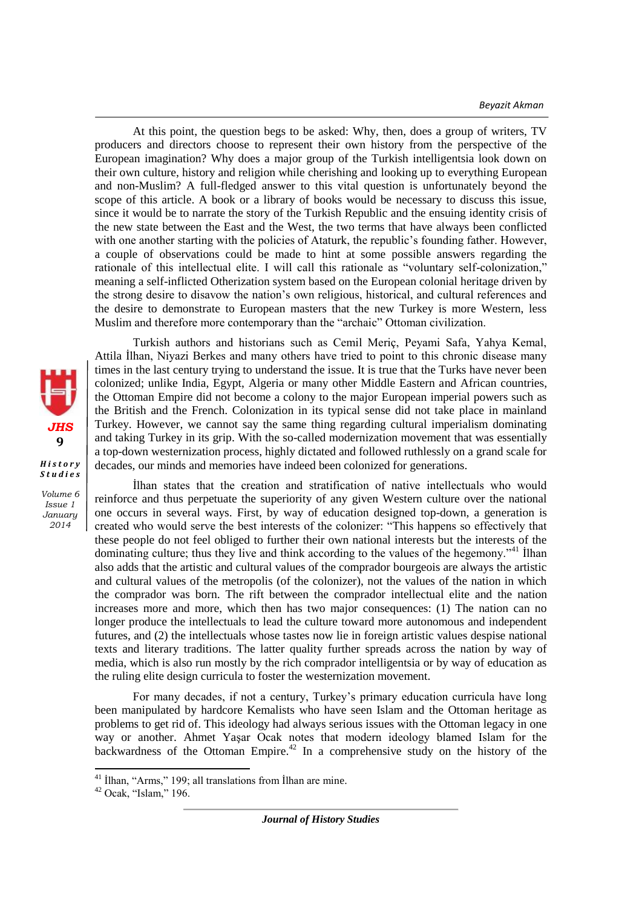At this point, the question begs to be asked: Why, then, does a group of writers, TV producers and directors choose to represent their own history from the perspective of the European imagination? Why does a major group of the Turkish intelligentsia look down on their own culture, history and religion while cherishing and looking up to everything European and non-Muslim? A full-fledged answer to this vital question is unfortunately beyond the scope of this article. A book or a library of books would be necessary to discuss this issue, since it would be to narrate the story of the Turkish Republic and the ensuing identity crisis of the new state between the East and the West, the two terms that have always been conflicted with one another starting with the policies of Ataturk, the republic's founding father. However, a couple of observations could be made to hint at some possible answers regarding the rationale of this intellectual elite. I will call this rationale as "voluntary self-colonization," meaning a self-inflicted Otherization system based on the European colonial heritage driven by the strong desire to disavow the nation's own religious, historical, and cultural references and the desire to demonstrate to European masters that the new Turkey is more Western, less Muslim and therefore more contemporary than the "archaic" Ottoman civilization.

Turkish authors and historians such as Cemil Meriç, Peyami Safa, Yahya Kemal, Attila İlhan, Niyazi Berkes and many others have tried to point to this chronic disease many times in the last century trying to understand the issue. It is true that the Turks have never been colonized; unlike India, Egypt, Algeria or many other Middle Eastern and African countries, the Ottoman Empire did not become a colony to the major European imperial powers such as the British and the French. Colonization in its typical sense did not take place in mainland Turkey. However, we cannot say the same thing regarding cultural imperialism dominating and taking Turkey in its grip. With the so-called modernization movement that was essentially a top-down westernization process, highly dictated and followed ruthlessly on a grand scale for decades, our minds and memories have indeed been colonized for generations.

İlhan states that the creation and stratification of native intellectuals who would reinforce and thus perpetuate the superiority of any given Western culture over the national one occurs in several ways. First, by way of education designed top-down, a generation is created who would serve the best interests of the colonizer: "This happens so effectively that these people do not feel obliged to further their own national interests but the interests of the dominating culture; thus they live and think according to the values of the hegemony."[41] İlhan also adds that the artistic and cultural values of the comprador bourgeois are always the artistic and cultural values of the metropolis (of the colonizer), not the values of the nation in which the comprador was born. The rift between the comprador intellectual elite and the nation increases more and more, which then has two major consequences: (1) The nation can no longer produce the intellectuals to lead the culture toward more autonomous and independent futures, and (2) the intellectuals whose tastes now lie in foreign artistic values despise national texts and literary traditions. The latter quality further spreads across the nation by way of media, which is also run mostly by the rich comprador intelligentsia or by way of education as the ruling elite design curricula to foster the westernization movement.

For many decades, if not a century, Turkey's primary education curricula have long been manipulated by hardcore Kemalists who have seen Islam and the Ottoman heritage as problems to get rid of. This ideology had always serious issues with the Ottoman legacy in one way or another. Ahmet Yaşar Ocak notes that modern ideology blamed Islam for the backwardness of the Ottoman Empire.[42] In a comprehensive study on the history of the

---

[41] İlhan, "Arms," 199; all translations from İlhan are mine.

[42] Ocak, "Islam," 196.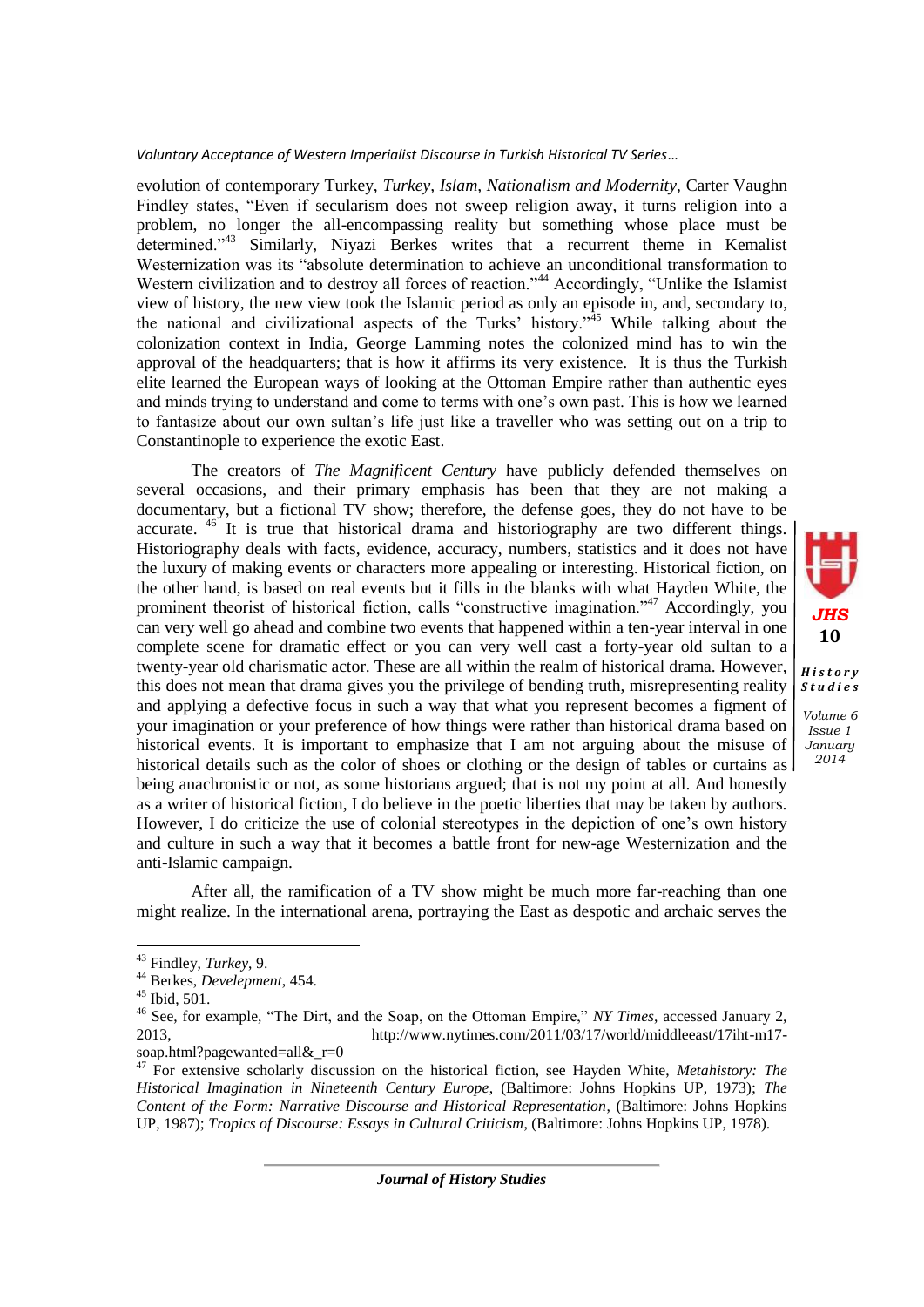evolution of contemporary Turkey, *Turkey, Islam, Nationalism and Modernity*, Carter Vaughn Findley states, "Even if secularism does not sweep religion away, it turns religion into a problem, no longer the all-encompassing reality but something whose place must be determined."[43] Similarly, Niyazi Berkes writes that a recurrent theme in Kemalist Westernization was its "absolute determination to achieve an unconditional transformation to Western civilization and to destroy all forces of reaction."[44] Accordingly, "Unlike the Islamist view of history, the new view took the Islamic period as only an episode in, and, secondary to, the national and civilizational aspects of the Turks' history."[45] While talking about the colonization context in India, George Lamming notes the colonized mind has to win the approval of the headquarters; that is how it affirms its very existence. It is thus the Turkish elite learned the European ways of looking at the Ottoman Empire rather than authentic eyes and minds trying to understand and come to terms with one's own past. This is how we learned to fantasize about our own sultan's life just like a traveller who was setting out on a trip to Constantinople to experience the exotic East.

The creators of *The Magnificent Century* have publicly defended themselves on several occasions, and their primary emphasis has been that they are not making a documentary, but a fictional TV show; therefore, the defense goes, they do not have to be accurate. [46] It is true that historical drama and historiography are two different things. Historiography deals with facts, evidence, accuracy, numbers, statistics and it does not have the luxury of making events or characters more appealing or interesting. Historical fiction, on the other hand, is based on real events but it fills in the blanks with what Hayden White, the prominent theorist of historical fiction, calls "constructive imagination."[47] Accordingly, you can very well go ahead and combine two events that happened within a ten-year interval in one complete scene for dramatic effect or you can very well cast a forty-year old sultan to a twenty-year old charismatic actor. These are all within the realm of historical drama. However, this does not mean that drama gives you the privilege of bending truth, misrepresenting reality and applying a defective focus in such a way that what you represent becomes a figment of your imagination or your preference of how things were rather than historical drama based on historical events. It is important to emphasize that I am not arguing about the misuse of historical details such as the color of shoes or clothing or the design of tables or curtains as being anachronistic or not, as some historians argued; that is not my point at all. And honestly as a writer of historical fiction, I do believe in the poetic liberties that may be taken by authors. However, I do criticize the use of colonial stereotypes in the depiction of one's own history and culture in such a way that it becomes a battle front for new-age Westernization and the anti-Islamic campaign.

After all, the ramification of a TV show might be much more far-reaching than one might realize. In the international arena, portraying the East as despotic and archaic serves the

---

[43] Findley, *Turkey*, 9.

[44] Berkes, *Develepment*, 454.

[45] Ibid, 501.

[46] See, for example, "The Dirt, and the Soap, on the Ottoman Empire," *NY Times*, accessed January 2, 2013, http://www.nytimes.com/2011/03/17/world/middleeast/17iht-m17-soap.html?pagewanted=all&_r=0

[47] For extensive scholarly discussion on the historical fiction, see Hayden White, *Metahistory: The Historical Imagination in Nineteenth Century Europe*, (Baltimore: Johns Hopkins UP, 1973); *The Content of the Form: Narrative Discourse and Historical Representation*, (Baltimore: Johns Hopkins UP, 1987); *Tropics of Discourse: Essays in Cultural Criticism*, (Baltimore: Johns Hopkins UP, 1978).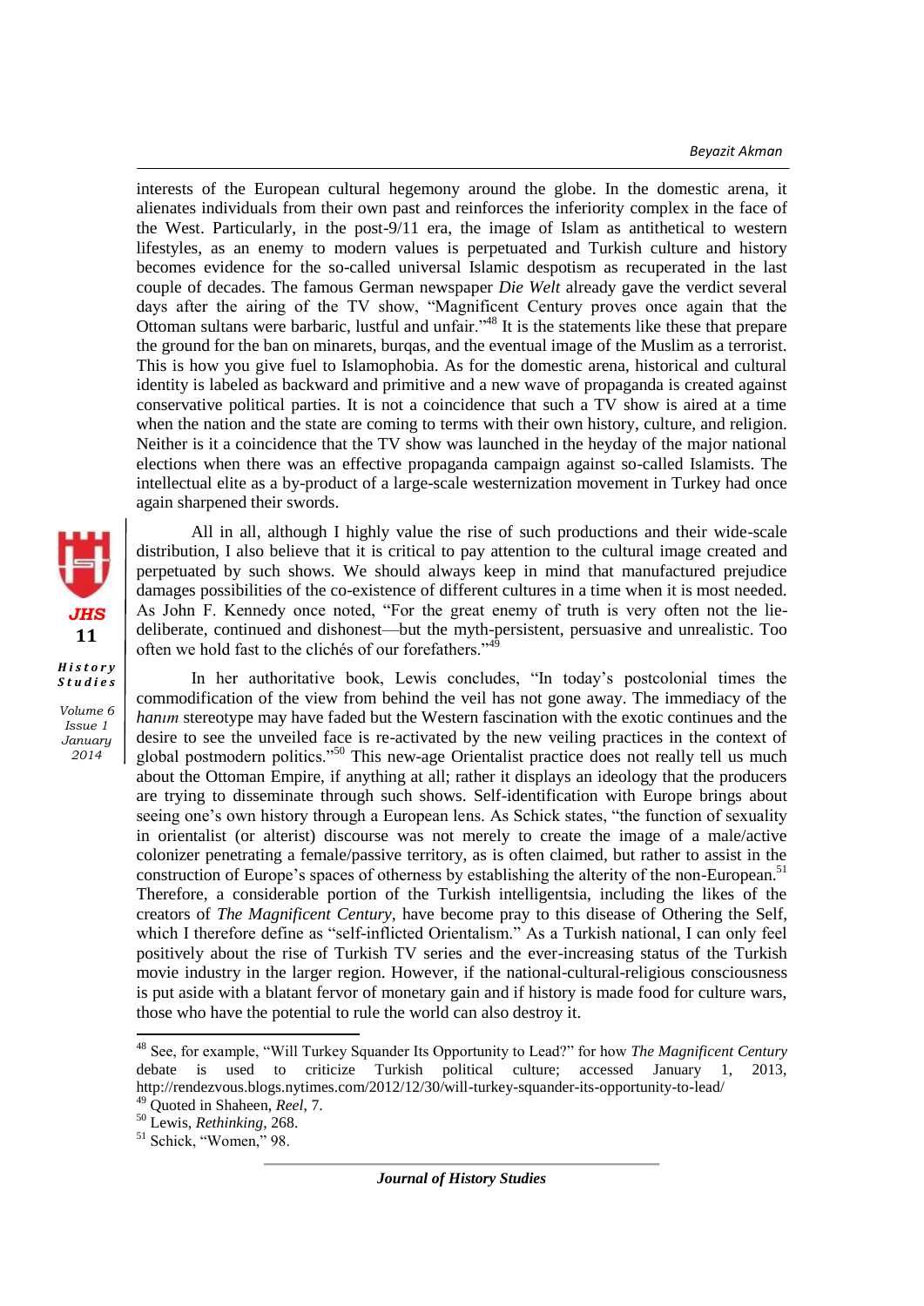interests of the European cultural hegemony around the globe. In the domestic arena, it alienates individuals from their own past and reinforces the inferiority complex in the face of the West. Particularly, in the post-9/11 era, the image of Islam as antithetical to western lifestyles, as an enemy to modern values is perpetuated and Turkish culture and history becomes evidence for the so-called universal Islamic despotism as recuperated in the last couple of decades. The famous German newspaper *Die Welt* already gave the verdict several days after the airing of the TV show, "Magnificent Century proves once again that the Ottoman sultans were barbaric, lustful and unfair."[48] It is the statements like these that prepare the ground for the ban on minarets, burqas, and the eventual image of the Muslim as a terrorist. This is how you give fuel to Islamophobia. As for the domestic arena, historical and cultural identity is labeled as backward and primitive and a new wave of propaganda is created against conservative political parties. It is not a coincidence that such a TV show is aired at a time when the nation and the state are coming to terms with their own history, culture, and religion. Neither is it a coincidence that the TV show was launched in the heyday of the major national elections when there was an effective propaganda campaign against so-called Islamists. The intellectual elite as a by-product of a large-scale westernization movement in Turkey had once again sharpened their swords.

All in all, although I highly value the rise of such productions and their wide-scale distribution, I also believe that it is critical to pay attention to the cultural image created and perpetuated by such shows. We should always keep in mind that manufactured prejudice damages possibilities of the co-existence of different cultures in a time when it is most needed. As John F. Kennedy once noted, "For the great enemy of truth is very often not the lie-deliberate, continued and dishonest—but the myth-persistent, persuasive and unrealistic. Too often we hold fast to the clichés of our forefathers."[49]

In her authoritative book, Lewis concludes, "In today's postcolonial times the commodification of the view from behind the veil has not gone away. The immediacy of the *hanım* stereotype may have faded but the Western fascination with the exotic continues and the desire to see the unveiled face is re-activated by the new veiling practices in the context of global postmodern politics."[50] This new-age Orientalist practice does not really tell us much about the Ottoman Empire, if anything at all; rather it displays an ideology that the producers are trying to disseminate through such shows. Self-identification with Europe brings about seeing one's own history through a European lens. As Schick states, "the function of sexuality in orientalist (or alterist) discourse was not merely to create the image of a male/active colonizer penetrating a female/passive territory, as is often claimed, but rather to assist in the construction of Europe's spaces of otherness by establishing the alterity of the non-European.[51] Therefore, a considerable portion of the Turkish intelligentsia, including the likes of the creators of *The Magnificent Century*, have become pray to this disease of Othering the Self, which I therefore define as "self-inflicted Orientalism." As a Turkish national, I can only feel positively about the rise of Turkish TV series and the ever-increasing status of the Turkish movie industry in the larger region. However, if the national-cultural-religious consciousness is put aside with a blatant fervor of monetary gain and if history is made food for culture wars, those who have the potential to rule the world can also destroy it.

---

[48] See, for example, "Will Turkey Squander Its Opportunity to Lead?" for how *The Magnificent Century* debate is used to criticize Turkish political culture; accessed January 1, 2013, http://rendezvous.blogs.nytimes.com/2012/12/30/will-turkey-squander-its-opportunity-to-lead/

[49] Quoted in Shaheen, *Reel*, 7.

[50] Lewis, *Rethinking*, 268.

[51] Schick, "Women," 98.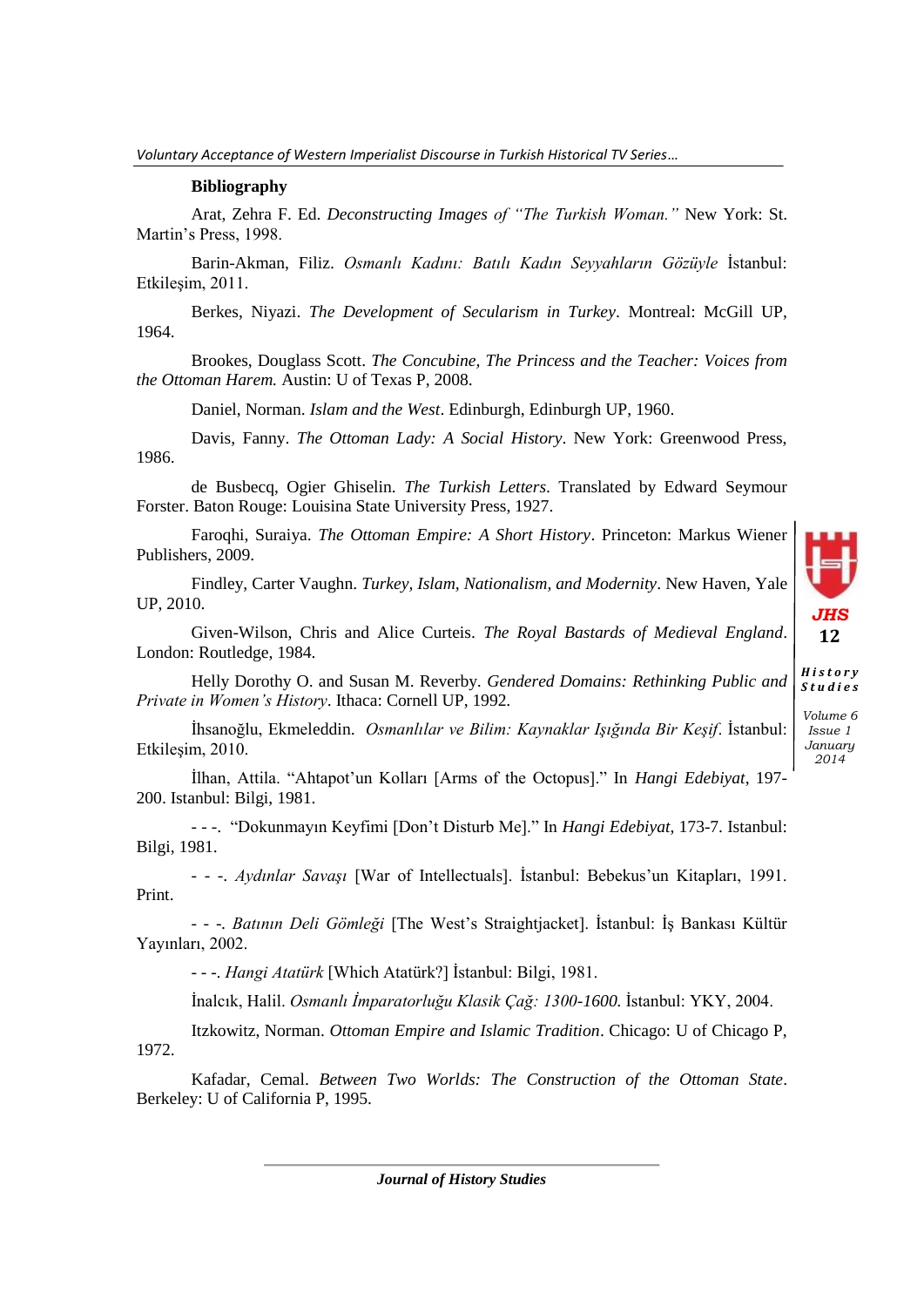**Bibliography**

Arat, Zehra F. Ed. *Deconstructing Images of "The Turkish Woman."* New York: St. Martin's Press, 1998.

Barin-Akman, Filiz. *Osmanlı Kadını: Batılı Kadın Seyyahların Gözüyle* İstanbul: Etkileşim, 2011.

Berkes, Niyazi. *The Development of Secularism in Turkey*. Montreal: McGill UP, 1964.

Brookes, Douglass Scott. *The Concubine, The Princess and the Teacher: Voices from the Ottoman Harem.* Austin: U of Texas P, 2008.

Daniel, Norman. *Islam and the West*. Edinburgh, Edinburgh UP, 1960.

Davis, Fanny. *The Ottoman Lady: A Social History*. New York: Greenwood Press, 1986.

de Busbecq, Ogier Ghiselin. *The Turkish Letters*. Translated by Edward Seymour Forster. Baton Rouge: Louisina State University Press, 1927.

Faroqhi, Suraiya. *The Ottoman Empire: A Short History*. Princeton: Markus Wiener Publishers, 2009.

Findley, Carter Vaughn. *Turkey, Islam, Nationalism, and Modernity*. New Haven, Yale UP, 2010.

Given-Wilson, Chris and Alice Curteis. *The Royal Bastards of Medieval England*. London: Routledge, 1984.

Helly Dorothy O. and Susan M. Reverby. *Gendered Domains: Rethinking Public and Private in Women's History*. Ithaca: Cornell UP, 1992.

İhsanoğlu, Ekmeleddin. *Osmanlılar ve Bilim: Kaynaklar Işığında Bir Keşif*. İstanbul: Etkileşim, 2010.

İlhan, Attila. "Ahtapot'un Kolları [Arms of the Octopus]." In *Hangi Edebiyat*, 197-200. Istanbul: Bilgi, 1981.

- - -. "Dokunmayın Keyfimi [Don't Disturb Me]." In *Hangi Edebiyat*, 173-7. Istanbul: Bilgi, 1981.

- - -. *Aydınlar Savaşı* [War of Intellectuals]. İstanbul: Bebekus'un Kitapları, 1991. Print.

- - -. *Batının Deli Gömleği* [The West's Straightjacket]. İstanbul: İş Bankası Kültür Yayınları, 2002.

- - -. *Hangi Atatürk* [Which Atatürk?] İstanbul: Bilgi, 1981.

İnalcık, Halil. *Osmanlı İmparatorluğu Klasik Çağ: 1300-1600.* İstanbul: YKY, 2004.

Itzkowitz, Norman. *Ottoman Empire and Islamic Tradition*. Chicago: U of Chicago P, 1972.

Kafadar, Cemal. *Between Two Worlds: The Construction of the Ottoman State*. Berkeley: U of California P, 1995.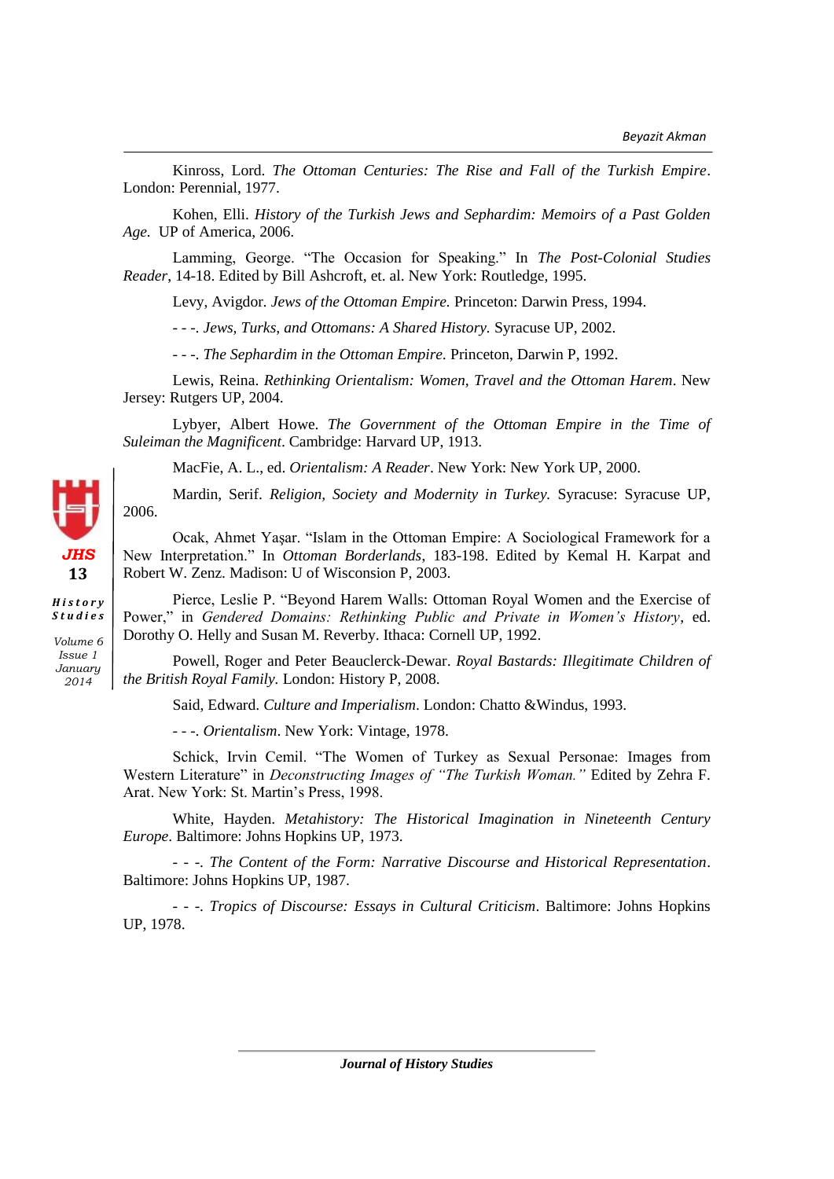Kinross, Lord. *The Ottoman Centuries: The Rise and Fall of the Turkish Empire*. London: Perennial, 1977.

Kohen, Elli. *History of the Turkish Jews and Sephardim: Memoirs of a Past Golden Age.* UP of America, 2006.

Lamming, George. "The Occasion for Speaking." In *The Post-Colonial Studies Reader*, 14-18. Edited by Bill Ashcroft, et. al. New York: Routledge, 1995.

Levy, Avigdor. *Jews of the Ottoman Empire.* Princeton: Darwin Press, 1994.

- - -. *Jews, Turks, and Ottomans: A Shared History.* Syracuse UP, 2002.

- - -. *The Sephardim in the Ottoman Empire.* Princeton, Darwin P, 1992.

Lewis, Reina. *Rethinking Orientalism: Women, Travel and the Ottoman Harem*. New Jersey: Rutgers UP, 2004.

Lybyer, Albert Howe. *The Government of the Ottoman Empire in the Time of Suleiman the Magnificent*. Cambridge: Harvard UP, 1913.

MacFie, A. L., ed. *Orientalism: A Reader*. New York: New York UP, 2000.

Mardin, Serif. *Religion, Society and Modernity in Turkey.* Syracuse: Syracuse UP, 2006.

Ocak, Ahmet Yaşar. "Islam in the Ottoman Empire: A Sociological Framework for a New Interpretation." In *Ottoman Borderlands*, 183-198. Edited by Kemal H. Karpat and Robert W. Zenz. Madison: U of Wisconsion P, 2003.

Pierce, Leslie P. "Beyond Harem Walls: Ottoman Royal Women and the Exercise of Power," in *Gendered Domains: Rethinking Public and Private in Women's History*, ed. Dorothy O. Helly and Susan M. Reverby. Ithaca: Cornell UP, 1992.

Powell, Roger and Peter Beauclerck-Dewar. *Royal Bastards: Illegitimate Children of the British Royal Family.* London: History P, 2008.

Said, Edward. *Culture and Imperialism*. London: Chatto &Windus, 1993.

- - -. *Orientalism*. New York: Vintage, 1978.

Schick, Irvin Cemil. "The Women of Turkey as Sexual Personae: Images from Western Literature" in *Deconstructing Images of "The Turkish Woman."* Edited by Zehra F. Arat. New York: St. Martin's Press, 1998.

White, Hayden. *Metahistory: The Historical Imagination in Nineteenth Century Europe*. Baltimore: Johns Hopkins UP, 1973.

- - -. *The Content of the Form: Narrative Discourse and Historical Representation*. Baltimore: Johns Hopkins UP, 1987.

- - -. *Tropics of Discourse: Essays in Cultural Criticism*. Baltimore: Johns Hopkins UP, 1978.